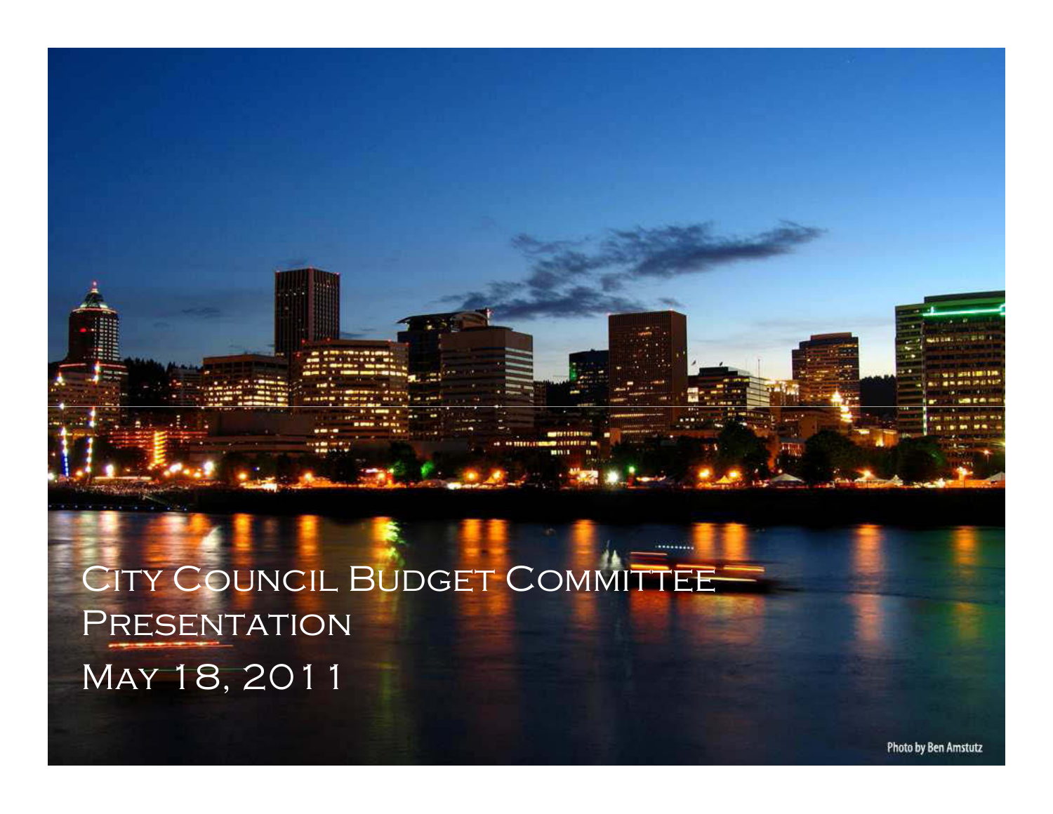# City Council Budget Committee Presentation

May 18, 2011

Photo by Ben Amstutz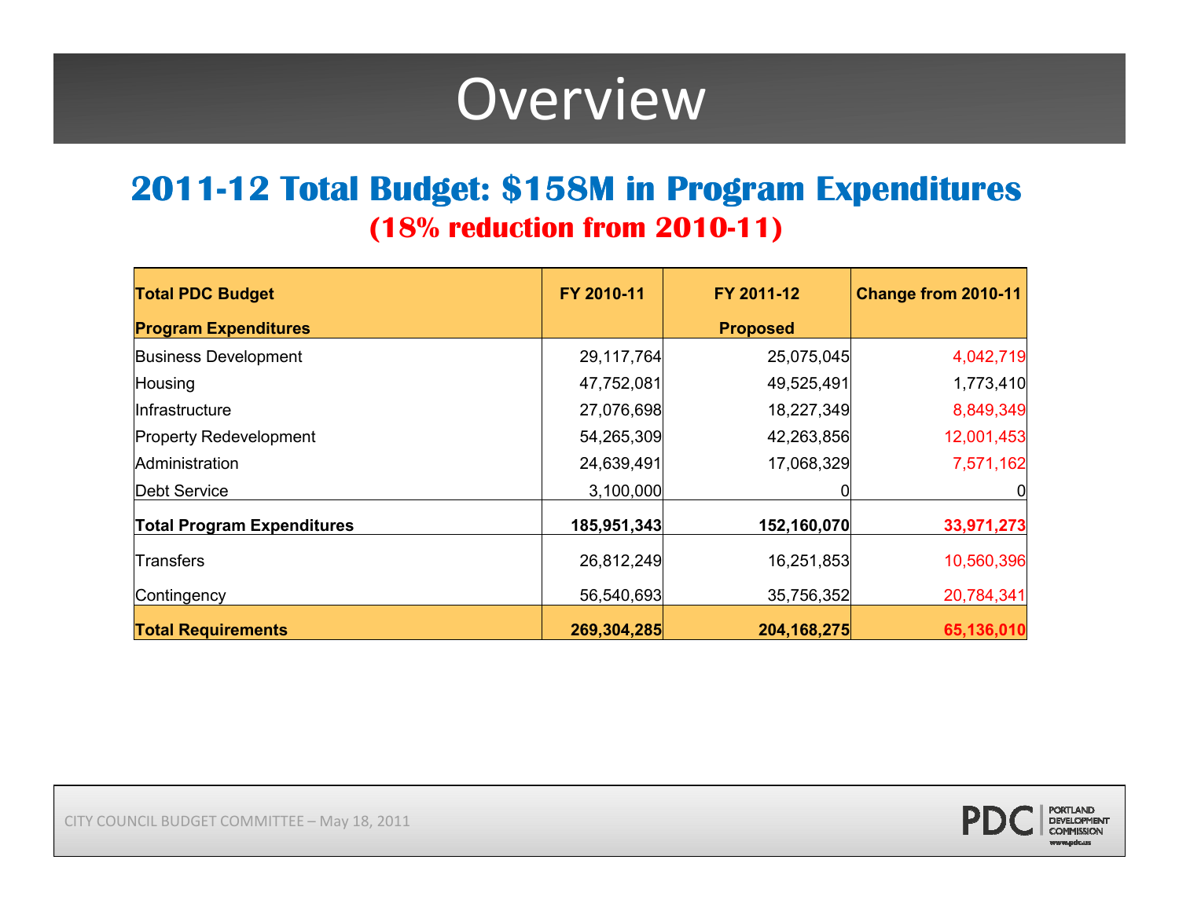# Overview

## 2011-12 Total Budget: $158M in Program Expenditures

**(18% reduction from 2010-11)**

| Total PDC Budget<br>Program Expenditures | FY 2010-11 | FY 2011-12<br>Proposed | Change from 2010-11 |
|---|---|---|---|
| Business Development | 29,117,764 | 25,075,045 | 4,042,719 |
| Housing | 47,752,081 | 49,525,491 | 1,773,410 |
| Infrastructure | 27,076,698 | 18,227,349 | 8,849,349 |
| Property Redevelopment | 54,265,309 | 42,263,856 | 12,001,453 |
| Administration | 24,639,491 | 17,068,329 | 7,571,162 |
| Debt Service | 3,100,000 | 0 | 0 |
| **Total Program Expenditures** | **185,951,343** | **152,160,070** | **33,971,273** |
| Transfers | 26,812,249 | 16,251,853 | 10,560,396 |
| Contingency | 56,540,693 | 35,756,352 | 20,784,341 |
| **Total Requirements** | **269,304,285** | **204,168,275** | **65,136,010** |

CITY COUNCIL BUDGET COMMITTEE – May 18, 2011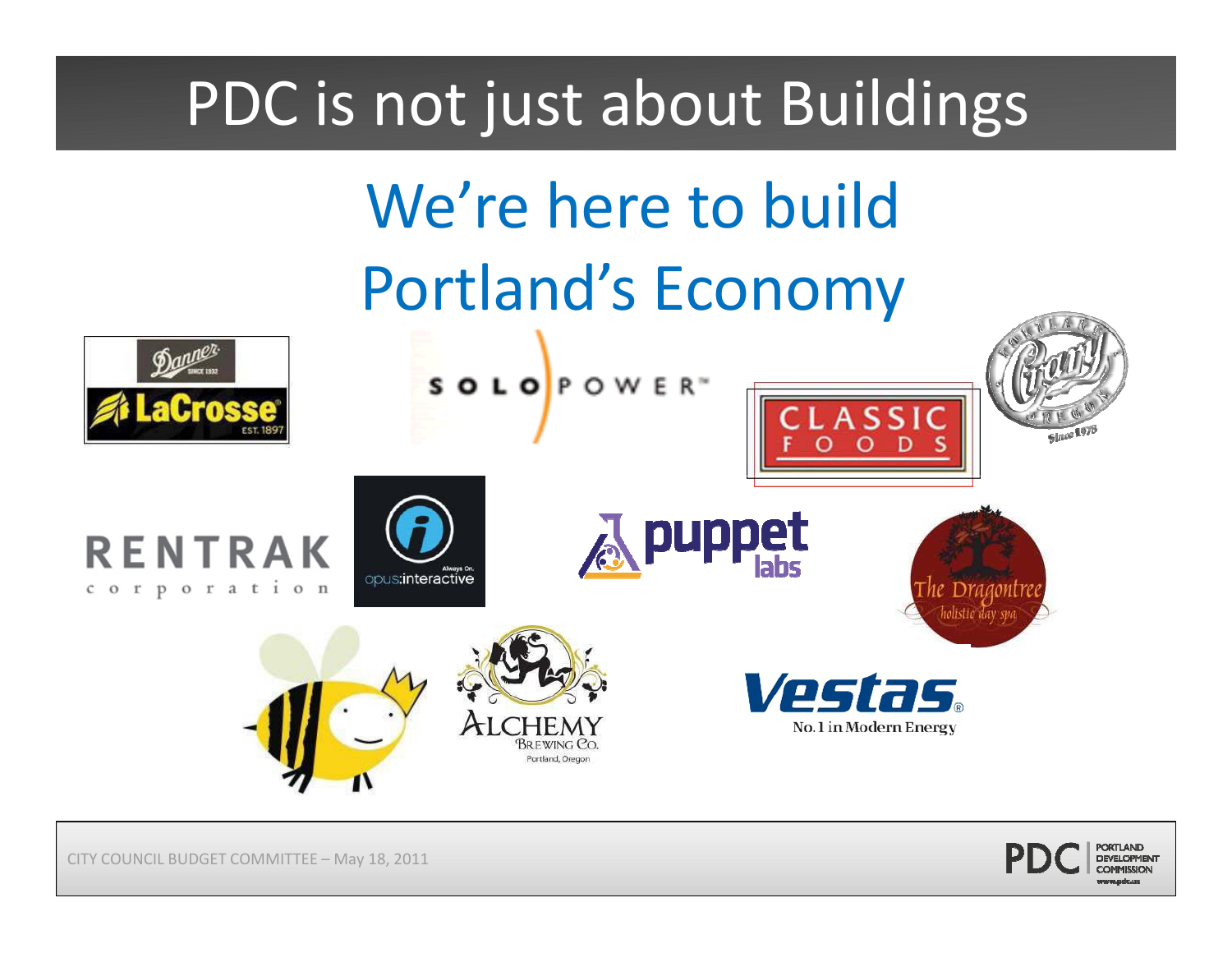# PDC is not just about Buildings

## We're here to build Portland's Economy

Danner SINCE 1932

LaCrosse EST. 1897

SOLO POWER™

CLASSIC FOODS

Portland Oregon Since 1978

RENTRAK corporation

opus:interactive Always On.

puppet labs

The Dragontree holistic day spa

ALCHEMY BREWING Co. Portland, Oregon

Vestas® No.1 in Modern Energy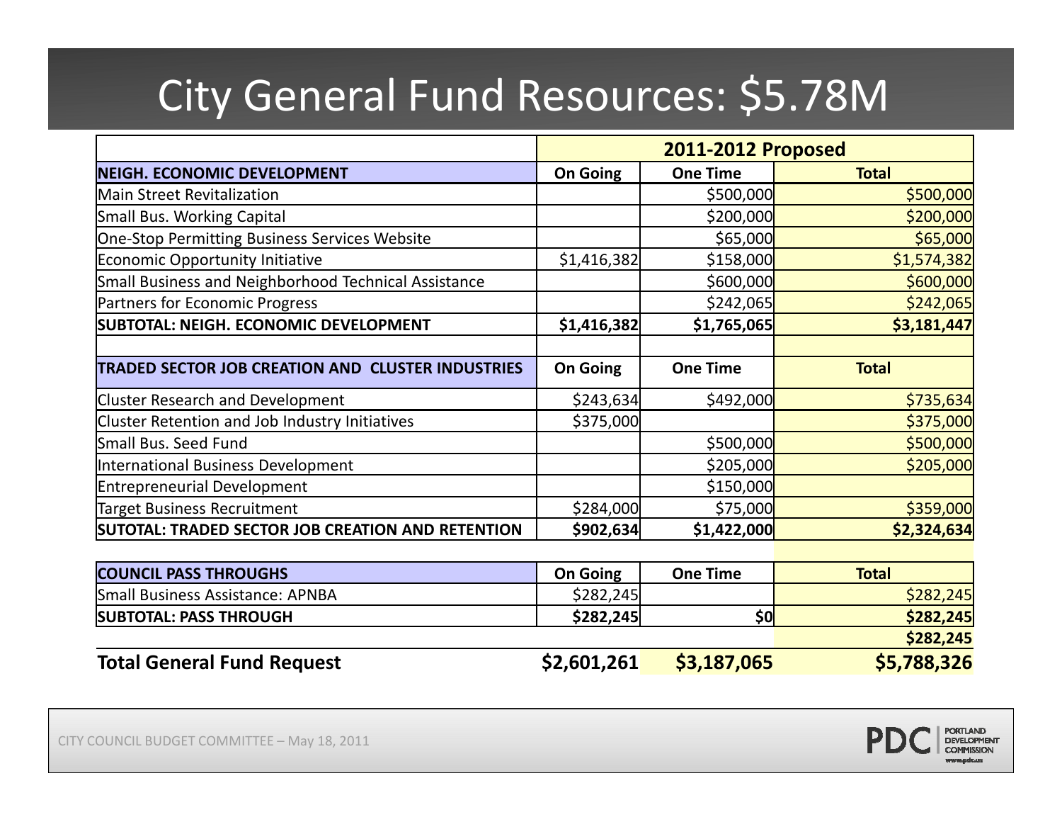# City General Fund Resources: $5.78M

| | 2011-2012 Proposed | | |
|---|---|---|---|
| **NEIGH. ECONOMIC DEVELOPMENT** | **On Going** | **One Time** | **Total** |
| Main Street Revitalization | | $500,000 | $500,000 |
| Small Bus. Working Capital | | $200,000 | $200,000 |
| One-Stop Permitting Business Services Website | | $65,000 | $65,000 |
| Economic Opportunity Initiative | $1,416,382 | $158,000 | $1,574,382 |
| Small Business and Neighborhood Technical Assistance | | $600,000 | $600,000 |
| Partners for Economic Progress | | $242,065 | $242,065 |
| **SUBTOTAL: NEIGH. ECONOMIC DEVELOPMENT** | **$1,416,382** | **$1,765,065** | **$3,181,447** |
| | | | |
| **TRADED SECTOR JOB CREATION AND CLUSTER INDUSTRIES** | **On Going** | **One Time** | **Total** |
| Cluster Research and Development | $243,634 | $492,000 | $735,634 |
| Cluster Retention and Job Industry Initiatives | $375,000 | | $375,000 |
| Small Bus. Seed Fund | | $500,000 | $500,000 |
| International Business Development | | $205,000 | $205,000 |
| Entrepreneurial Development | | $150,000 | |
| Target Business Recruitment | $284,000 | $75,000 | $359,000 |
| **SUTOTAL: TRADED SECTOR JOB CREATION AND RETENTION** | **$902,634** | **$1,422,000** | **$2,324,634** |
| | | | |
| **COUNCIL PASS THROUGHS** | **On Going** | **One Time** | **Total** |
| Small Business Assistance: APNBA | $282,245 | | $282,245 |
| **SUBTOTAL: PASS THROUGH** | **$282,245** | **$0** | **$282,245** |
| | | | **$282,245** |
| **Total General Fund Request** | **$2,601,261** | **$3,187,065** | **$5,788,326** |

CITY COUNCIL BUDGET COMMITTEE – May 18, 2011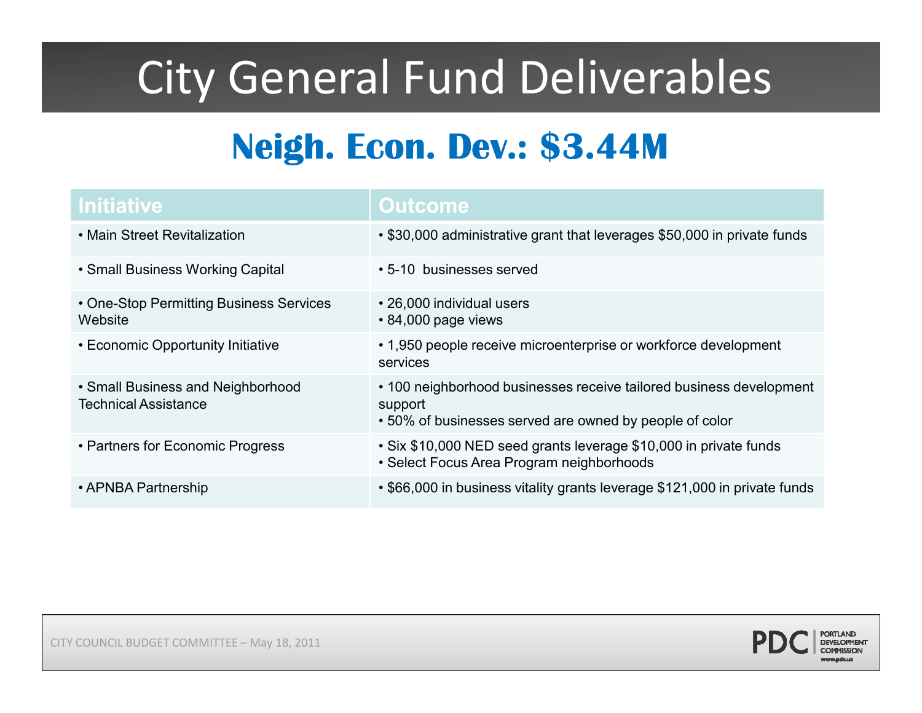# City General Fund Deliverables

## Neigh. Econ. Dev.: $3.44M

| Initiative | Outcome |
|---|---|
| • Main Street Revitalization | • $30,000 administrative grant that leverages $50,000 in private funds |
| • Small Business Working Capital | • 5-10 businesses served |
| • One-Stop Permitting Business Services Website | • 26,000 individual users<br>• 84,000 page views |
| • Economic Opportunity Initiative | • 1,950 people receive microenterprise or workforce development services |
| • Small Business and Neighborhood Technical Assistance | • 100 neighborhood businesses receive tailored business development support<br>• 50% of businesses served are owned by people of color |
| • Partners for Economic Progress | • Six $10,000 NED seed grants leverage $10,000 in private funds<br>• Select Focus Area Program neighborhoods |
| • APNBA Partnership | • $66,000 in business vitality grants leverage $121,000 in private funds |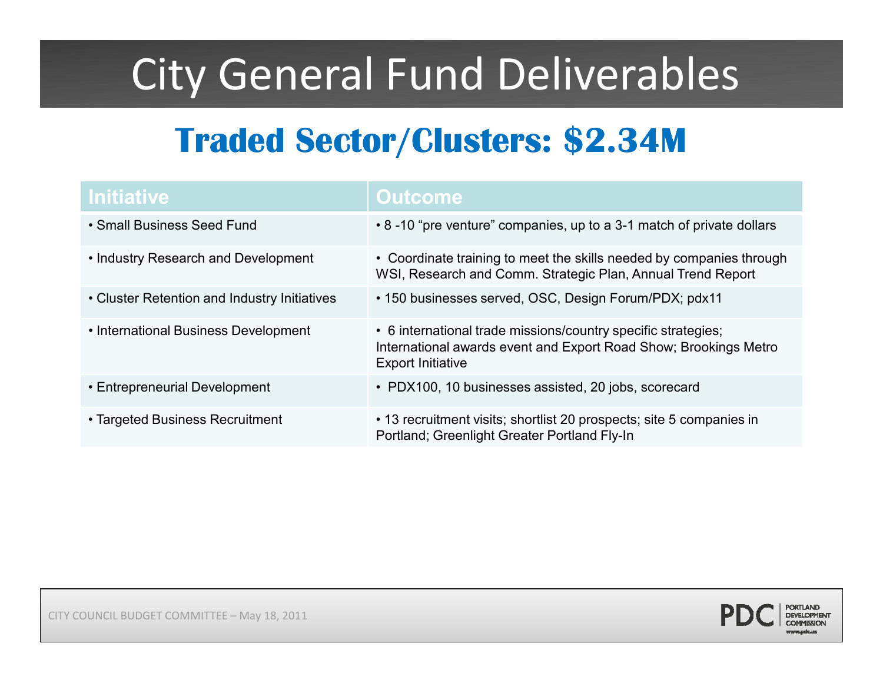# City General Fund Deliverables

## Traded Sector/Clusters: $2.34M

| Initiative | Outcome |
| --- | --- |
| • Small Business Seed Fund | • 8 -10 “pre venture” companies, up to a 3-1 match of private dollars |
| • Industry Research and Development | • Coordinate training to meet the skills needed by companies through WSI, Research and Comm. Strategic Plan, Annual Trend Report |
| • Cluster Retention and Industry Initiatives | • 150 businesses served, OSC, Design Forum/PDX; pdx11 |
| • International Business Development | • 6 international trade missions/country specific strategies; International awards event and Export Road Show; Brookings Metro Export Initiative |
| • Entrepreneurial Development | • PDX100, 10 businesses assisted, 20 jobs, scorecard |
| • Targeted Business Recruitment | • 13 recruitment visits; shortlist 20 prospects; site 5 companies in Portland; Greenlight Greater Portland Fly-In |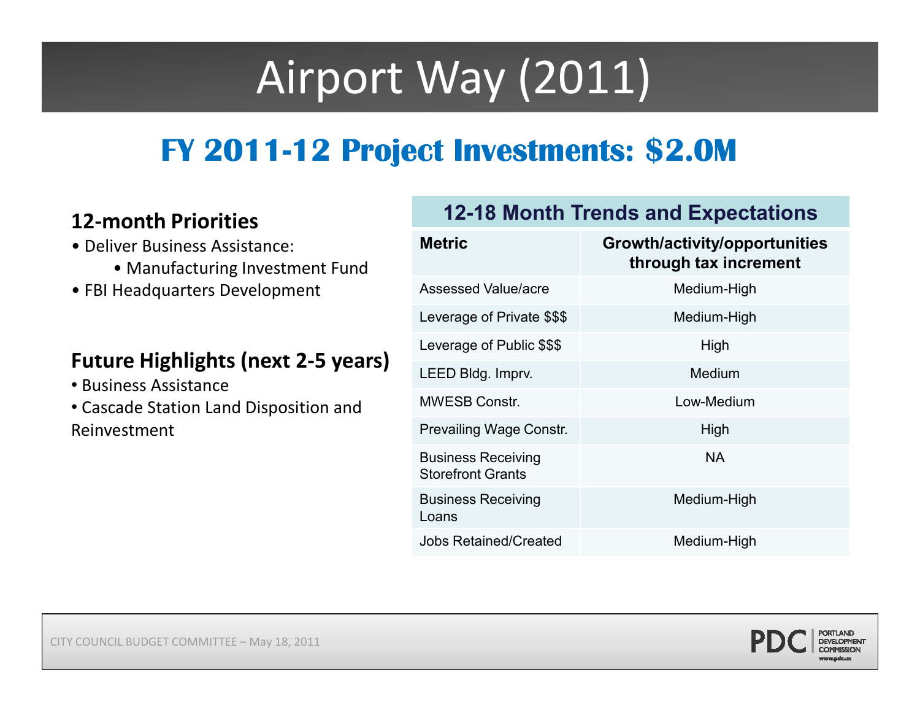# Airport Way (2011)

## FY 2011-12 Project Investments: $2.0M

### 12-month Priorities

- Deliver Business Assistance:
  - Manufacturing Investment Fund
- FBI Headquarters Development

### Future Highlights (next 2-5 years)

- Business Assistance
- Cascade Station Land Disposition and Reinvestment

**12-18 Month Trends and Expectations**

| Metric | Growth/activity/opportunities through tax increment |
|---|---|
| Assessed Value/acre | Medium-High |
| Leverage of Private $$$ | Medium-High |
| Leverage of Public $$$ | High |
| LEED Bldg. Imprv. | Medium |
| MWESB Constr. | Low-Medium |
| Prevailing Wage Constr. | High |
| Business Receiving Storefront Grants | NA |
| Business Receiving Loans | Medium-High |
| Jobs Retained/Created | Medium-High |

CITY COUNCIL BUDGET COMMITTEE – May 18, 2011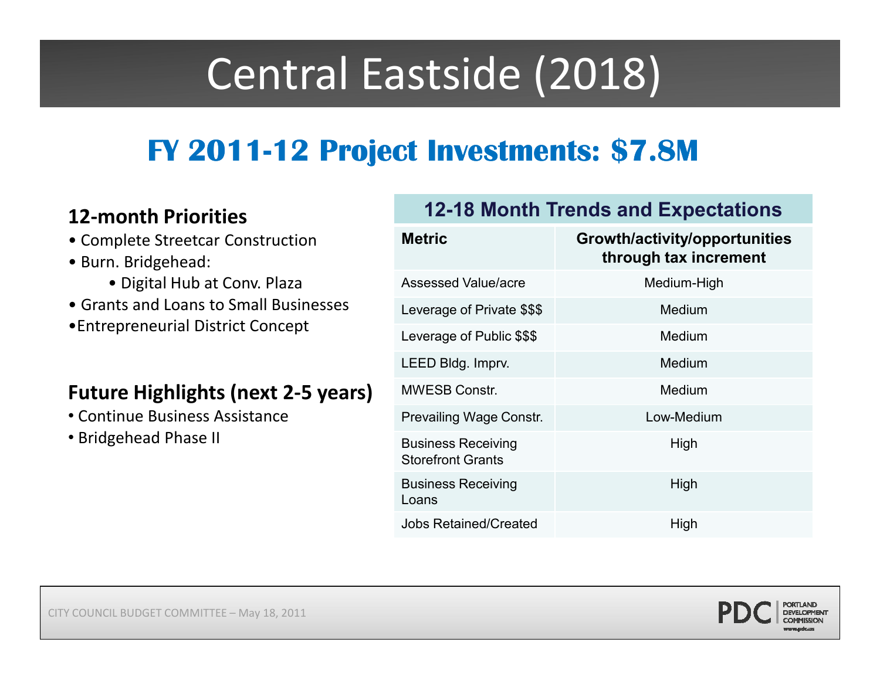# Central Eastside (2018)

## FY 2011-12 Project Investments: $7.8M

### 12-month Priorities

- Complete Streetcar Construction
- Burn. Bridgehead:
  - Digital Hub at Conv. Plaza
- Grants and Loans to Small Businesses
- Entrepreneurial District Concept

### Future Highlights (next 2-5 years)

- Continue Business Assistance
- Bridgehead Phase II

| 12-18 Month Trends and Expectations | |
|---|---|
| **Metric** | **Growth/activity/opportunities through tax increment** |
| Assessed Value/acre | Medium-High |
| Leverage of Private $$$ | Medium |
| Leverage of Public $$$ | Medium |
| LEED Bldg. Imprv. | Medium |
| MWESB Constr. | Medium |
| Prevailing Wage Constr. | Low-Medium |
| Business Receiving Storefront Grants | High |
| Business Receiving Loans | High |
| Jobs Retained/Created | High |

CITY COUNCIL BUDGET COMMITTEE – May 18, 2011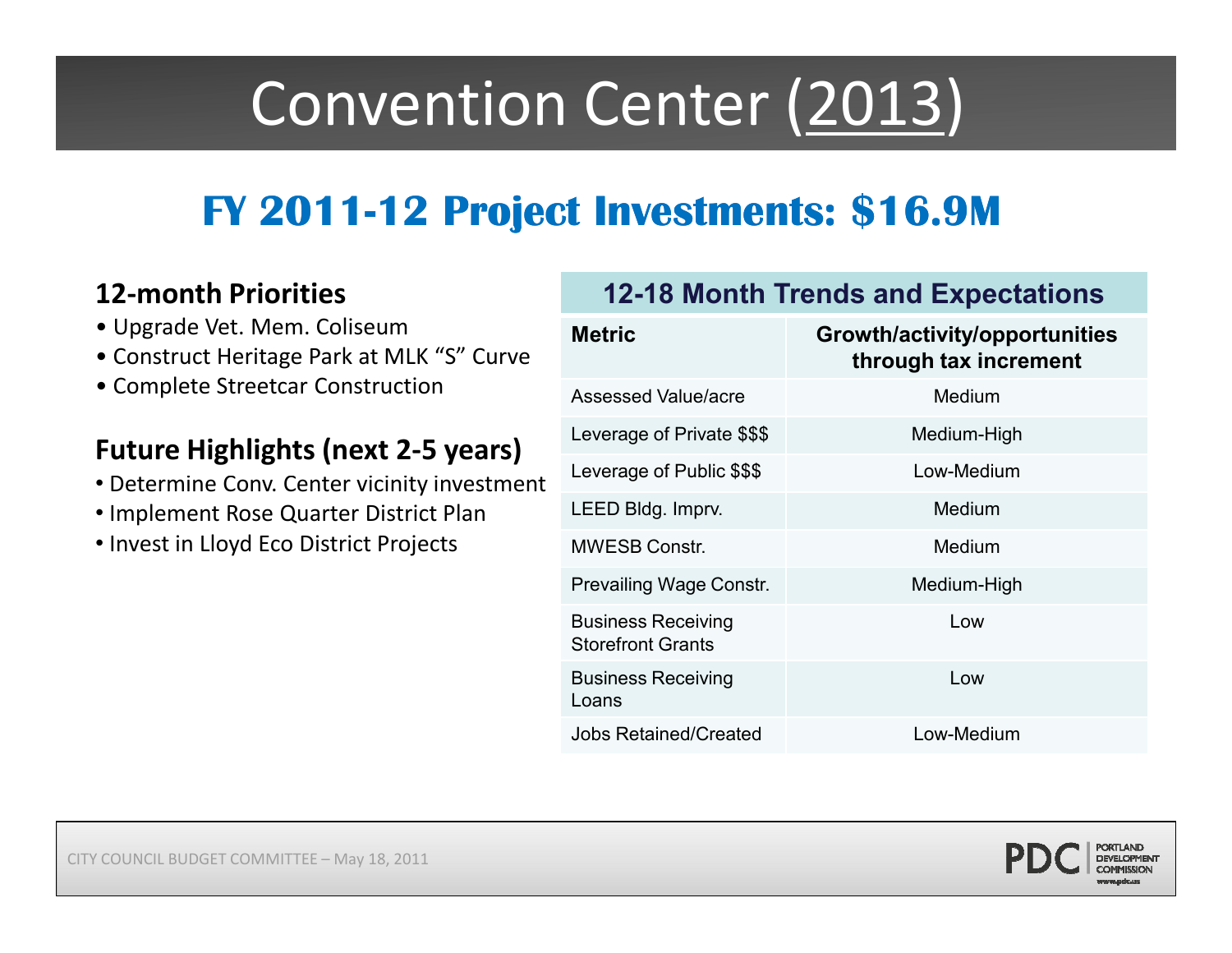# Convention Center (2013)

## FY 2011-12 Project Investments: $16.9M

### 12-month Priorities

- Upgrade Vet. Mem. Coliseum
- Construct Heritage Park at MLK "S" Curve
- Complete Streetcar Construction

### Future Highlights (next 2-5 years)

- Determine Conv. Center vicinity investment
- Implement Rose Quarter District Plan
- Invest in Lloyd Eco District Projects

**12-18 Month Trends and Expectations**

| Metric | Growth/activity/opportunities through tax increment |
|---|---|
| Assessed Value/acre | Medium |
| Leverage of Private $$$ | Medium-High |
| Leverage of Public $$$ | Low-Medium |
| LEED Bldg. Imprv. | Medium |
| MWESB Constr. | Medium |
| Prevailing Wage Constr. | Medium-High |
| Business Receiving Storefront Grants | Low |
| Business Receiving Loans | Low |
| Jobs Retained/Created | Low-Medium |

CITY COUNCIL BUDGET COMMITTEE – May 18, 2011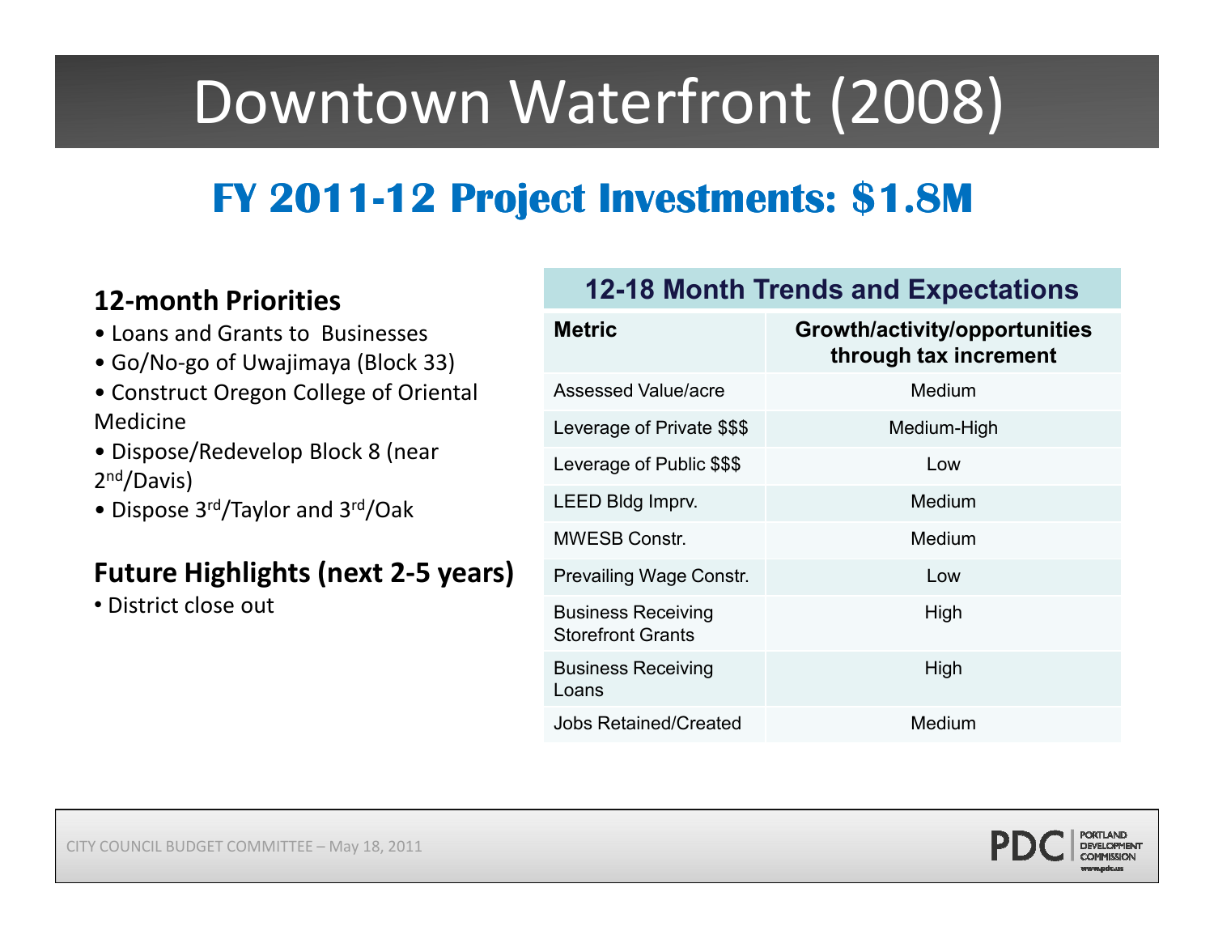# Downtown Waterfront (2008)

## FY 2011-12 Project Investments: $1.8M

### 12-month Priorities

- Loans and Grants to Businesses
- Go/No-go of Uwajimaya (Block 33)
- Construct Oregon College of Oriental Medicine
- Dispose/Redevelop Block 8 (near 2nd/Davis)
- Dispose 3rd/Taylor and 3rd/Oak

### Future Highlights (next 2-5 years)

- District close out

| 12-18 Month Trends and Expectations | |
|---|---|
| **Metric** | **Growth/activity/opportunities through tax increment** |
| Assessed Value/acre | Medium |
| Leverage of Private $$$ | Medium-High |
| Leverage of Public $$$ | Low |
| LEED Bldg Imprv. | Medium |
| MWESB Constr. | Medium |
| Prevailing Wage Constr. | Low |
| Business Receiving Storefront Grants | High |
| Business Receiving Loans | High |
| Jobs Retained/Created | Medium |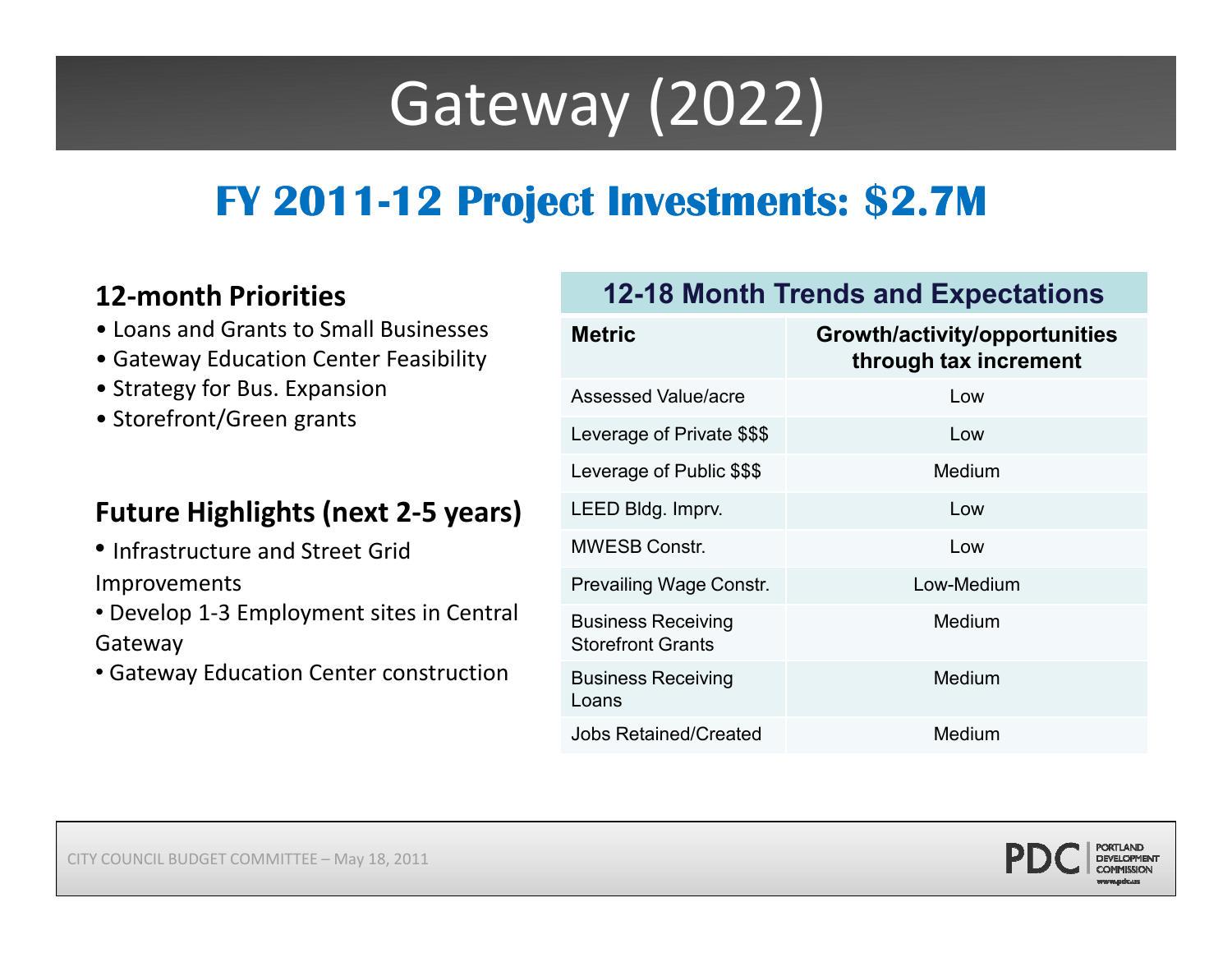# Gateway (2022)

## FY 2011-12 Project Investments: $2.7M

### 12-month Priorities

- Loans and Grants to Small Businesses
- Gateway Education Center Feasibility
- Strategy for Bus. Expansion
- Storefront/Green grants

### Future Highlights (next 2-5 years)

- Infrastructure and Street Grid Improvements
- Develop 1-3 Employment sites in Central Gateway
- Gateway Education Center construction

**12-18 Month Trends and Expectations**

| Metric | Growth/activity/opportunities through tax increment |
|---|---|
| Assessed Value/acre | Low |
| Leverage of Private $$$ | Low |
| Leverage of Public $$$ | Medium |
| LEED Bldg. Imprv. | Low |
| MWESB Constr. | Low |
| Prevailing Wage Constr. | Low-Medium |
| Business Receiving Storefront Grants | Medium |
| Business Receiving Loans | Medium |
| Jobs Retained/Created | Medium |

CITY COUNCIL BUDGET COMMITTEE – May 18, 2011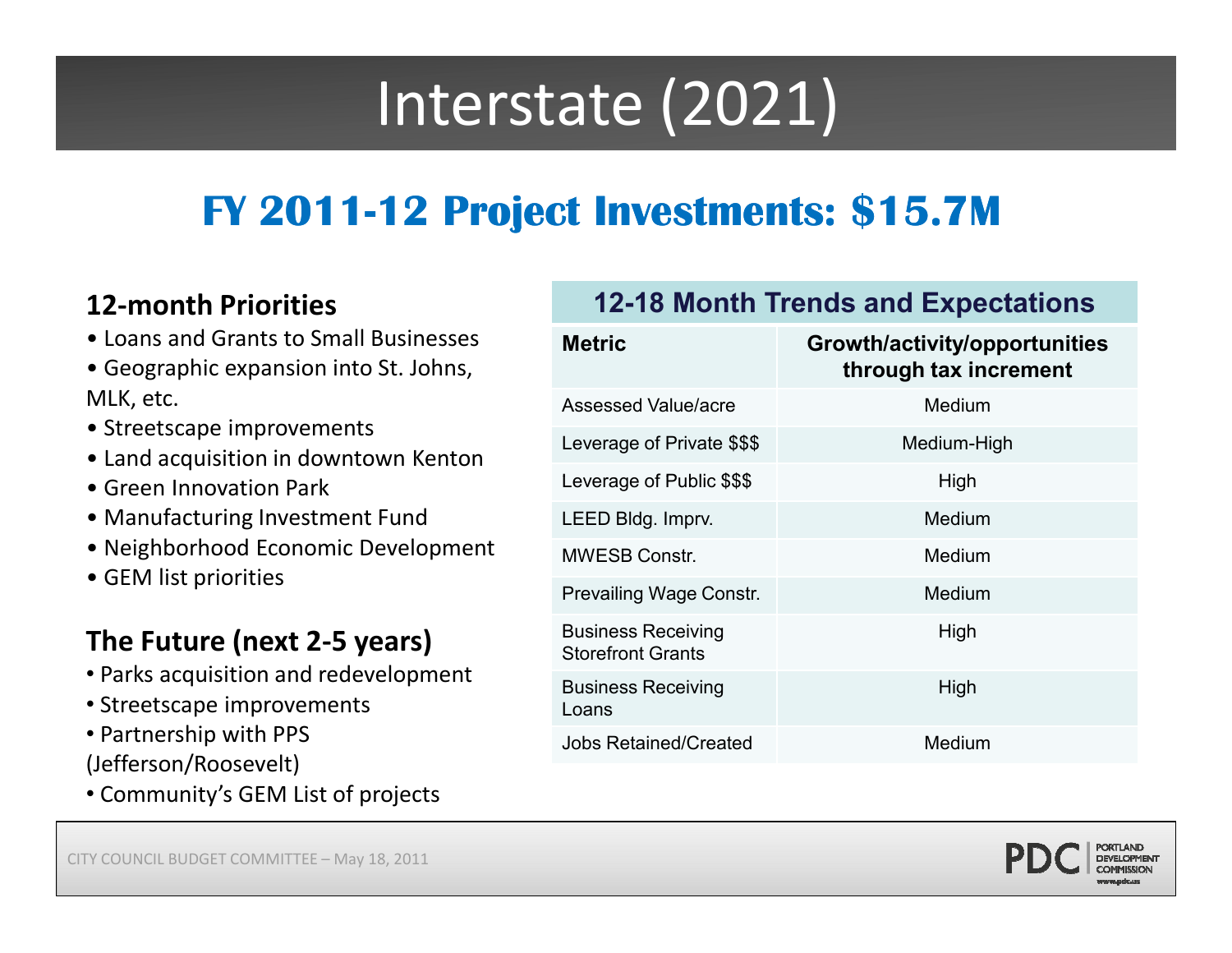# Interstate (2021)

## FY 2011-12 Project Investments: $15.7M

### 12-month Priorities

- Loans and Grants to Small Businesses
- Geographic expansion into St. Johns, MLK, etc.
- Streetscape improvements
- Land acquisition in downtown Kenton
- Green Innovation Park
- Manufacturing Investment Fund
- Neighborhood Economic Development
- GEM list priorities

### The Future (next 2-5 years)

- Parks acquisition and redevelopment
- Streetscape improvements
- Partnership with PPS (Jefferson/Roosevelt)
- Community's GEM List of projects

**12-18 Month Trends and Expectations**

| Metric | Growth/activity/opportunities through tax increment |
|---|---|
| Assessed Value/acre | Medium |
| Leverage of Private $$$ | Medium-High |
| Leverage of Public $$$ | High |
| LEED Bldg. Imprv. | Medium |
| MWESB Constr. | Medium |
| Prevailing Wage Constr. | Medium |
| Business Receiving Storefront Grants | High |
| Business Receiving Loans | High |
| Jobs Retained/Created | Medium |

CITY COUNCIL BUDGET COMMITTEE – May 18, 2011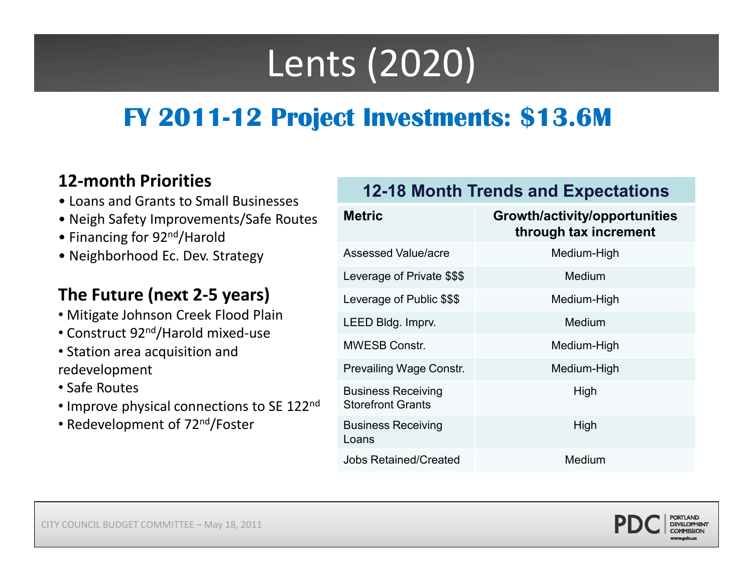# Lents (2020)

## FY 2011-12 Project Investments: $13.6M

### 12-month Priorities

- Loans and Grants to Small Businesses
- Neigh Safety Improvements/Safe Routes
- Financing for 92nd/Harold
- Neighborhood Ec. Dev. Strategy

### The Future (next 2-5 years)

- Mitigate Johnson Creek Flood Plain
- Construct 92nd/Harold mixed-use
- Station area acquisition and redevelopment
- Safe Routes
- Improve physical connections to SE 122nd
- Redevelopment of 72nd/Foster

**12-18 Month Trends and Expectations**

| Metric | Growth/activity/opportunities through tax increment |
|---|---|
| Assessed Value/acre | Medium-High |
| Leverage of Private $$$ | Medium |
| Leverage of Public $$$ | Medium-High |
| LEED Bldg. Imprv. | Medium |
| MWESB Constr. | Medium-High |
| Prevailing Wage Constr. | Medium-High |
| Business Receiving Storefront Grants | High |
| Business Receiving Loans | High |
| Jobs Retained/Created | Medium |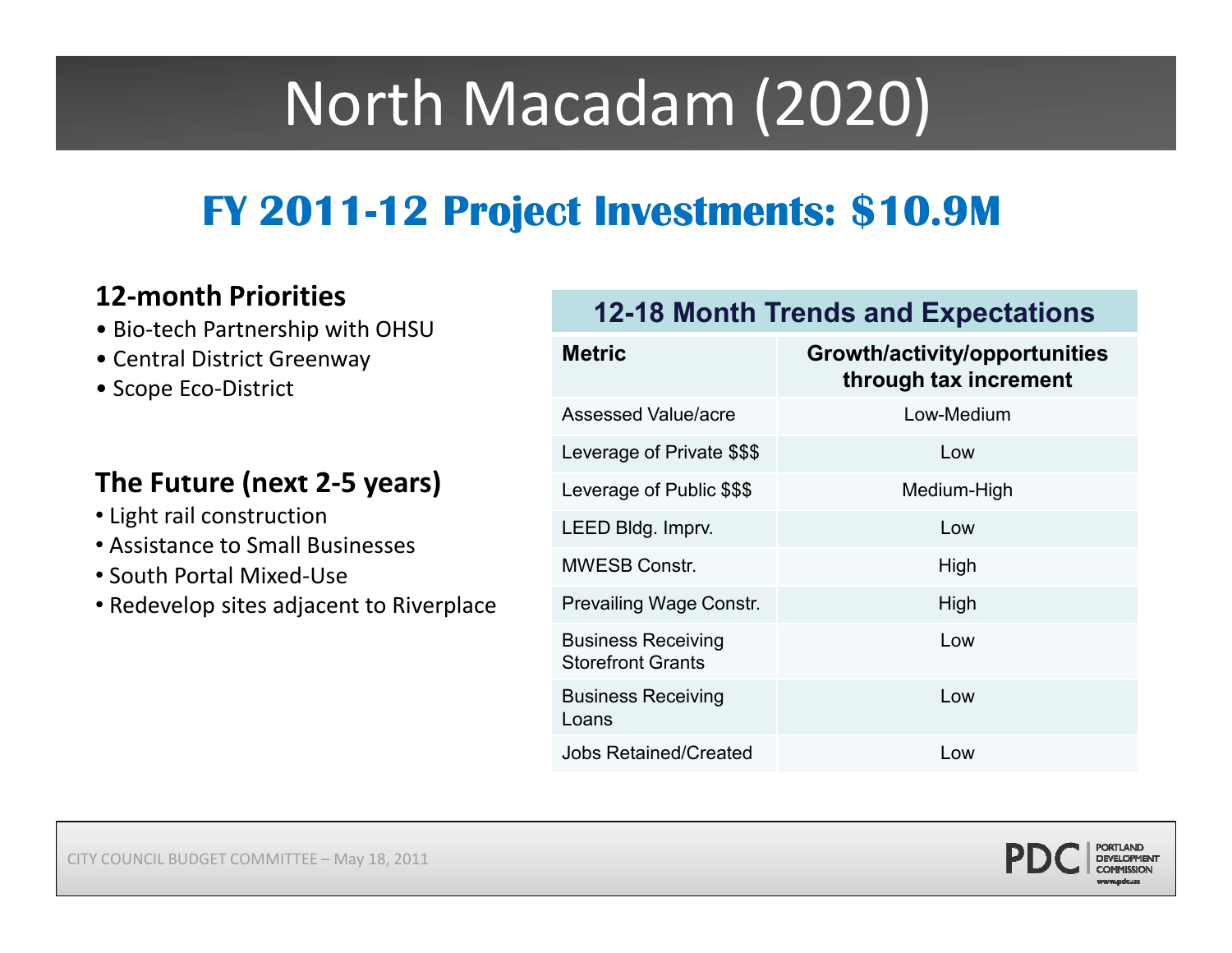# North Macadam (2020)

## FY 2011-12 Project Investments: $10.9M

### 12-month Priorities

- Bio-tech Partnership with OHSU
- Central District Greenway
- Scope Eco-District

### The Future (next 2-5 years)

- Light rail construction
- Assistance to Small Businesses
- South Portal Mixed-Use
- Redevelop sites adjacent to Riverplace

**12-18 Month Trends and Expectations**

| Metric | Growth/activity/opportunities through tax increment |
|---|---|
| Assessed Value/acre | Low-Medium |
| Leverage of Private $$$ | Low |
| Leverage of Public $$$ | Medium-High |
| LEED Bldg. Imprv. | Low |
| MWESB Constr. | High |
| Prevailing Wage Constr. | High |
| Business Receiving Storefront Grants | Low |
| Business Receiving Loans | Low |
| Jobs Retained/Created | Low |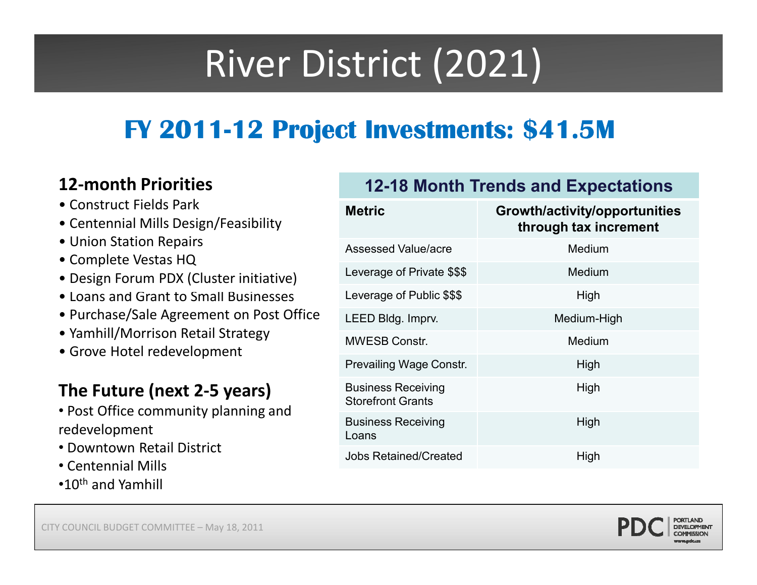# River District (2021)

## FY 2011-12 Project Investments: $41.5M

### 12-month Priorities

- Construct Fields Park
- Centennial Mills Design/Feasibility
- Union Station Repairs
- Complete Vestas HQ
- Design Forum PDX (Cluster initiative)
- Loans and Grant to Small Businesses
- Purchase/Sale Agreement on Post Office
- Yamhill/Morrison Retail Strategy
- Grove Hotel redevelopment

### The Future (next 2-5 years)

- Post Office community planning and redevelopment
- Downtown Retail District
- Centennial Mills
- 10th and Yamhill

| 12-18 Month Trends and Expectations | |
|---|---|
| **Metric** | **Growth/activity/opportunities through tax increment** |
| Assessed Value/acre | Medium |
| Leverage of Private $$$ | Medium |
| Leverage of Public $$$ | High |
| LEED Bldg. Imprv. | Medium-High |
| MWESB Constr. | Medium |
| Prevailing Wage Constr. | High |
| Business Receiving Storefront Grants | High |
| Business Receiving Loans | High |
| Jobs Retained/Created | High |

CITY COUNCIL BUDGET COMMITTEE – May 18, 2011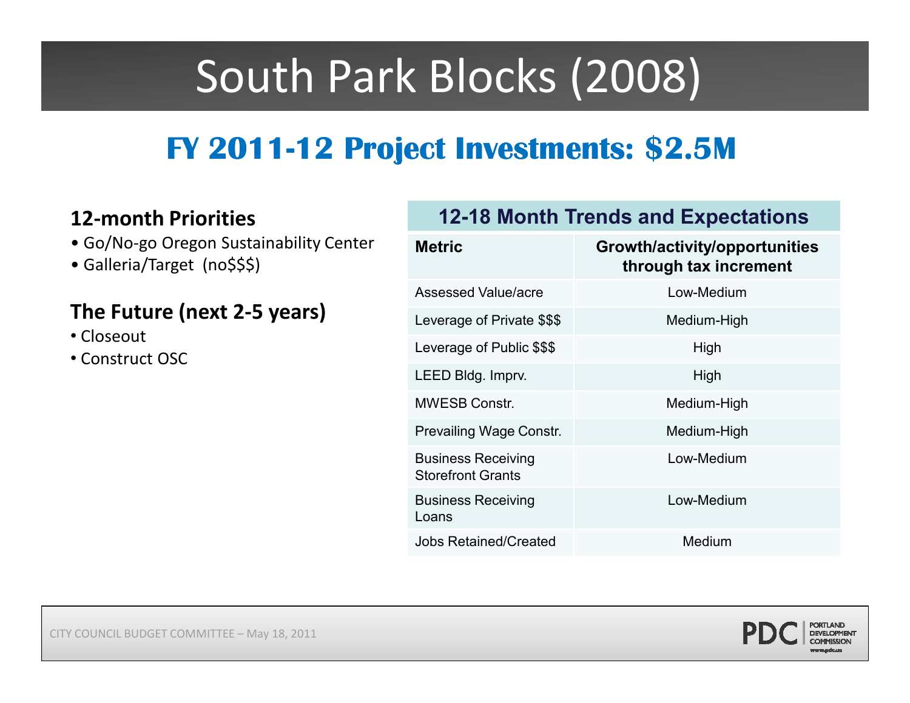# South Park Blocks (2008)

## FY 2011-12 Project Investments: $2.5M

### 12-month Priorities

- Go/No-go Oregon Sustainability Center
- Galleria/Target (no$$$)

### The Future (next 2-5 years)

- Closeout
- Construct OSC

| 12-18 Month Trends and Expectations | |
|---|---|
| **Metric** | **Growth/activity/opportunities through tax increment** |
| Assessed Value/acre | Low-Medium |
| Leverage of Private $$$ | Medium-High |
| Leverage of Public $$$ | High |
| LEED Bldg. Imprv. | High |
| MWESB Constr. | Medium-High |
| Prevailing Wage Constr. | Medium-High |
| Business Receiving Storefront Grants | Low-Medium |
| Business Receiving Loans | Low-Medium |
| Jobs Retained/Created | Medium |

CITY COUNCIL BUDGET COMMITTEE – May 18, 2011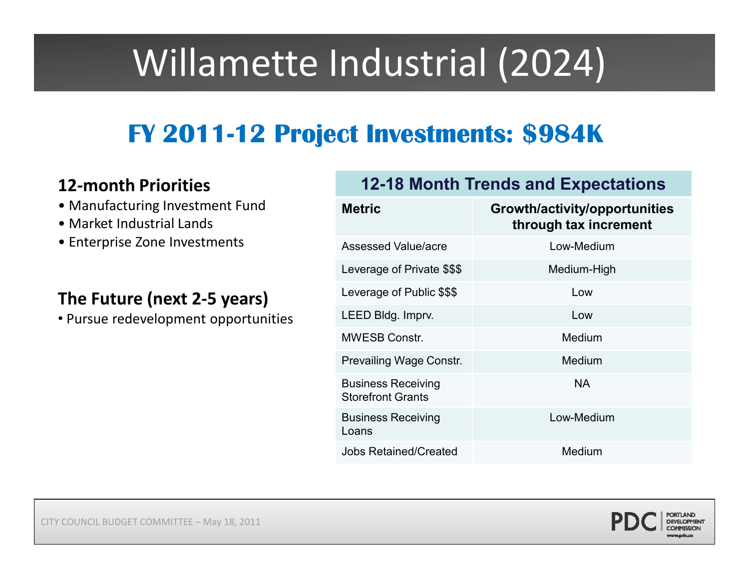# Willamette Industrial (2024)

## FY 2011-12 Project Investments: $984K

### 12-month Priorities

- Manufacturing Investment Fund
- Market Industrial Lands
- Enterprise Zone Investments

### The Future (next 2-5 years)

- Pursue redevelopment opportunities

**12-18 Month Trends and Expectations**

| Metric | Growth/activity/opportunities through tax increment |
|---|---|
| Assessed Value/acre | Low-Medium |
| Leverage of Private $$$ | Medium-High |
| Leverage of Public $$$ | Low |
| LEED Bldg. Imprv. | Low |
| MWESB Constr. | Medium |
| Prevailing Wage Constr. | Medium |
| Business Receiving Storefront Grants | NA |
| Business Receiving Loans | Low-Medium |
| Jobs Retained/Created | Medium |